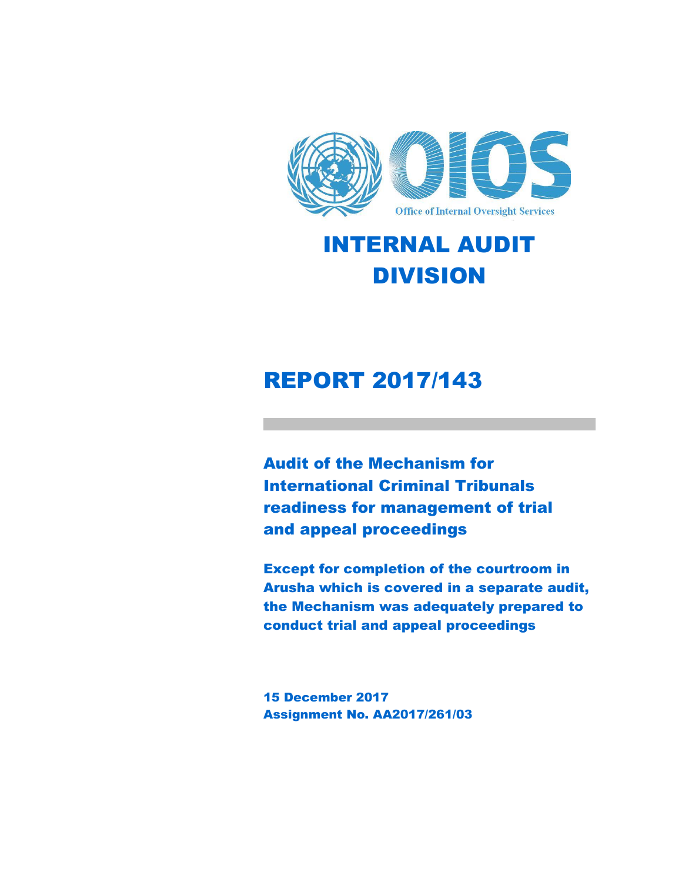Office of Internal Oversight Services

# INTERNAL AUDIT DIVISION

# REPORT 2017/143

## Audit of the Mechanism for International Criminal Tribunals readiness for management of trial and appeal proceedings

**Except for completion of the courtroom in Arusha which is covered in a separate audit, the Mechanism was adequately prepared to conduct trial and appeal proceedings**

**15 December 2017**
**Assignment No. AA2017/261/03**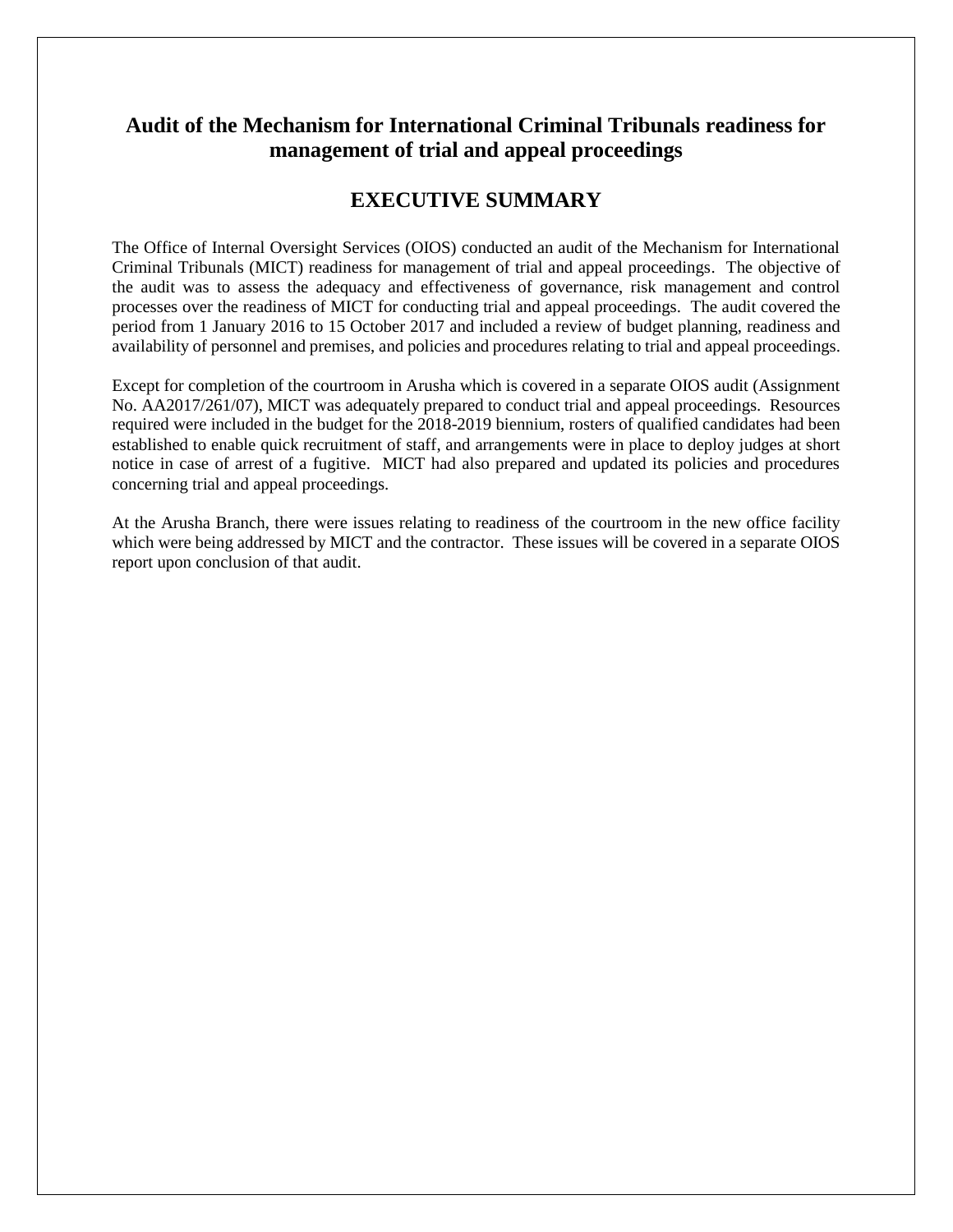# Audit of the Mechanism for International Criminal Tribunals readiness for management of trial and appeal proceedings

## EXECUTIVE SUMMARY

The Office of Internal Oversight Services (OIOS) conducted an audit of the Mechanism for International Criminal Tribunals (MICT) readiness for management of trial and appeal proceedings. The objective of the audit was to assess the adequacy and effectiveness of governance, risk management and control processes over the readiness of MICT for conducting trial and appeal proceedings. The audit covered the period from 1 January 2016 to 15 October 2017 and included a review of budget planning, readiness and availability of personnel and premises, and policies and procedures relating to trial and appeal proceedings.

Except for completion of the courtroom in Arusha which is covered in a separate OIOS audit (Assignment No. AA2017/261/07), MICT was adequately prepared to conduct trial and appeal proceedings. Resources required were included in the budget for the 2018-2019 biennium, rosters of qualified candidates had been established to enable quick recruitment of staff, and arrangements were in place to deploy judges at short notice in case of arrest of a fugitive. MICT had also prepared and updated its policies and procedures concerning trial and appeal proceedings.

At the Arusha Branch, there were issues relating to readiness of the courtroom in the new office facility which were being addressed by MICT and the contractor. These issues will be covered in a separate OIOS report upon conclusion of that audit.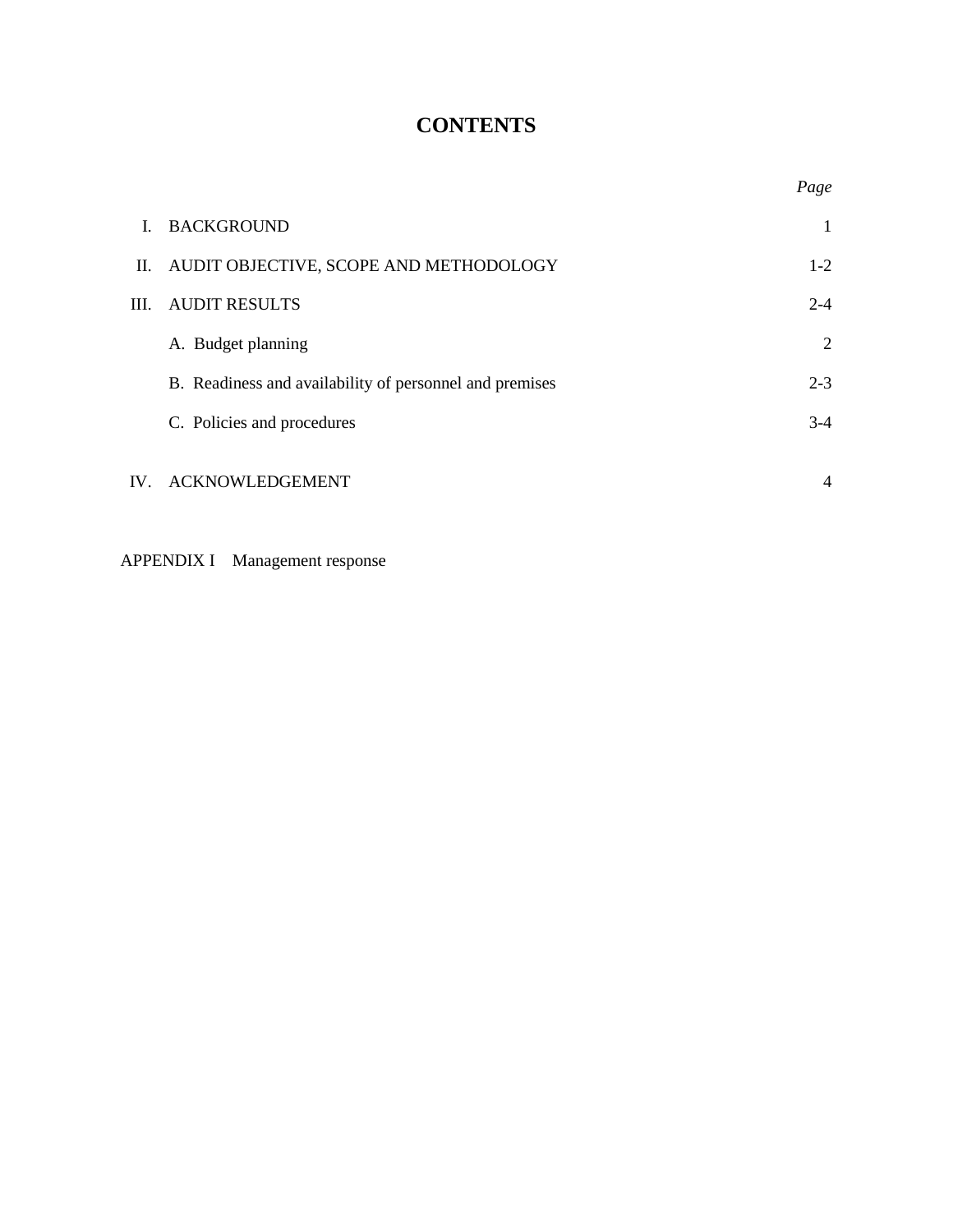# CONTENTS

| | | *Page* |
|---|---|---|
| I. | BACKGROUND | 1 |
| II. | AUDIT OBJECTIVE, SCOPE AND METHODOLOGY | 1-2 |
| III. | AUDIT RESULTS | 2-4 |
| | A. Budget planning | 2 |
| | B. Readiness and availability of personnel and premises | 2-3 |
| | C. Policies and procedures | 3-4 |
| IV. | ACKNOWLEDGEMENT | 4 |

APPENDIX I Management response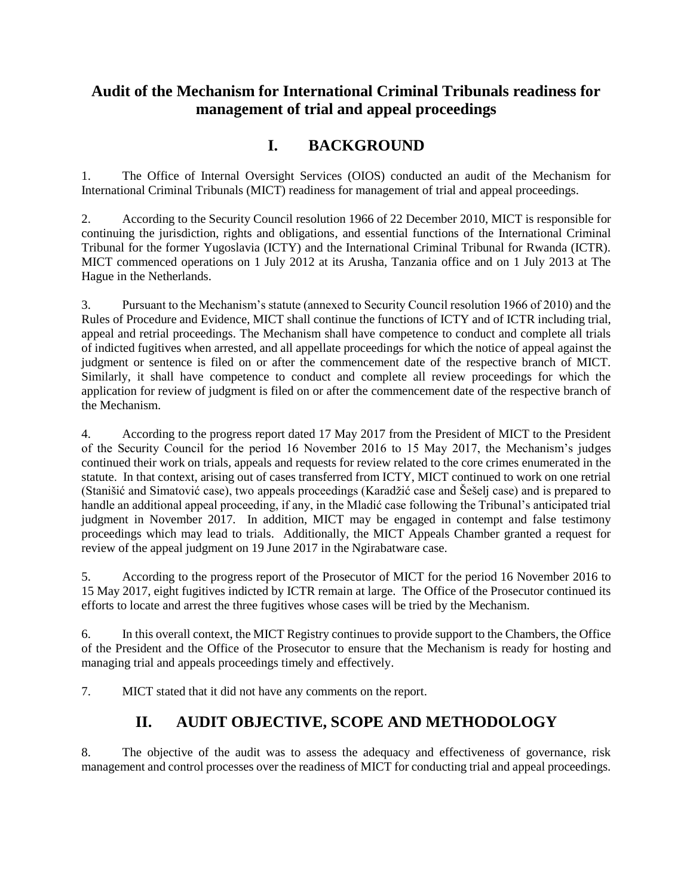# Audit of the Mechanism for International Criminal Tribunals readiness for management of trial and appeal proceedings

## I. BACKGROUND

1. The Office of Internal Oversight Services (OIOS) conducted an audit of the Mechanism for International Criminal Tribunals (MICT) readiness for management of trial and appeal proceedings.

2. According to the Security Council resolution 1966 of 22 December 2010, MICT is responsible for continuing the jurisdiction, rights and obligations, and essential functions of the International Criminal Tribunal for the former Yugoslavia (ICTY) and the International Criminal Tribunal for Rwanda (ICTR). MICT commenced operations on 1 July 2012 at its Arusha, Tanzania office and on 1 July 2013 at The Hague in the Netherlands.

3. Pursuant to the Mechanism's statute (annexed to Security Council resolution 1966 of 2010) and the Rules of Procedure and Evidence, MICT shall continue the functions of ICTY and of ICTR including trial, appeal and retrial proceedings. The Mechanism shall have competence to conduct and complete all trials of indicted fugitives when arrested, and all appellate proceedings for which the notice of appeal against the judgment or sentence is filed on or after the commencement date of the respective branch of MICT. Similarly, it shall have competence to conduct and complete all review proceedings for which the application for review of judgment is filed on or after the commencement date of the respective branch of the Mechanism.

4. According to the progress report dated 17 May 2017 from the President of MICT to the President of the Security Council for the period 16 November 2016 to 15 May 2017, the Mechanism's judges continued their work on trials, appeals and requests for review related to the core crimes enumerated in the statute. In that context, arising out of cases transferred from ICTY, MICT continued to work on one retrial (Stanišić and Simatović case), two appeals proceedings (Karadžić case and Šešelj case) and is prepared to handle an additional appeal proceeding, if any, in the Mladić case following the Tribunal's anticipated trial judgment in November 2017. In addition, MICT may be engaged in contempt and false testimony proceedings which may lead to trials. Additionally, the MICT Appeals Chamber granted a request for review of the appeal judgment on 19 June 2017 in the Ngirabatware case.

5. According to the progress report of the Prosecutor of MICT for the period 16 November 2016 to 15 May 2017, eight fugitives indicted by ICTR remain at large. The Office of the Prosecutor continued its efforts to locate and arrest the three fugitives whose cases will be tried by the Mechanism.

6. In this overall context, the MICT Registry continues to provide support to the Chambers, the Office of the President and the Office of the Prosecutor to ensure that the Mechanism is ready for hosting and managing trial and appeals proceedings timely and effectively.

7. MICT stated that it did not have any comments on the report.

## II. AUDIT OBJECTIVE, SCOPE AND METHODOLOGY

8. The objective of the audit was to assess the adequacy and effectiveness of governance, risk management and control processes over the readiness of MICT for conducting trial and appeal proceedings.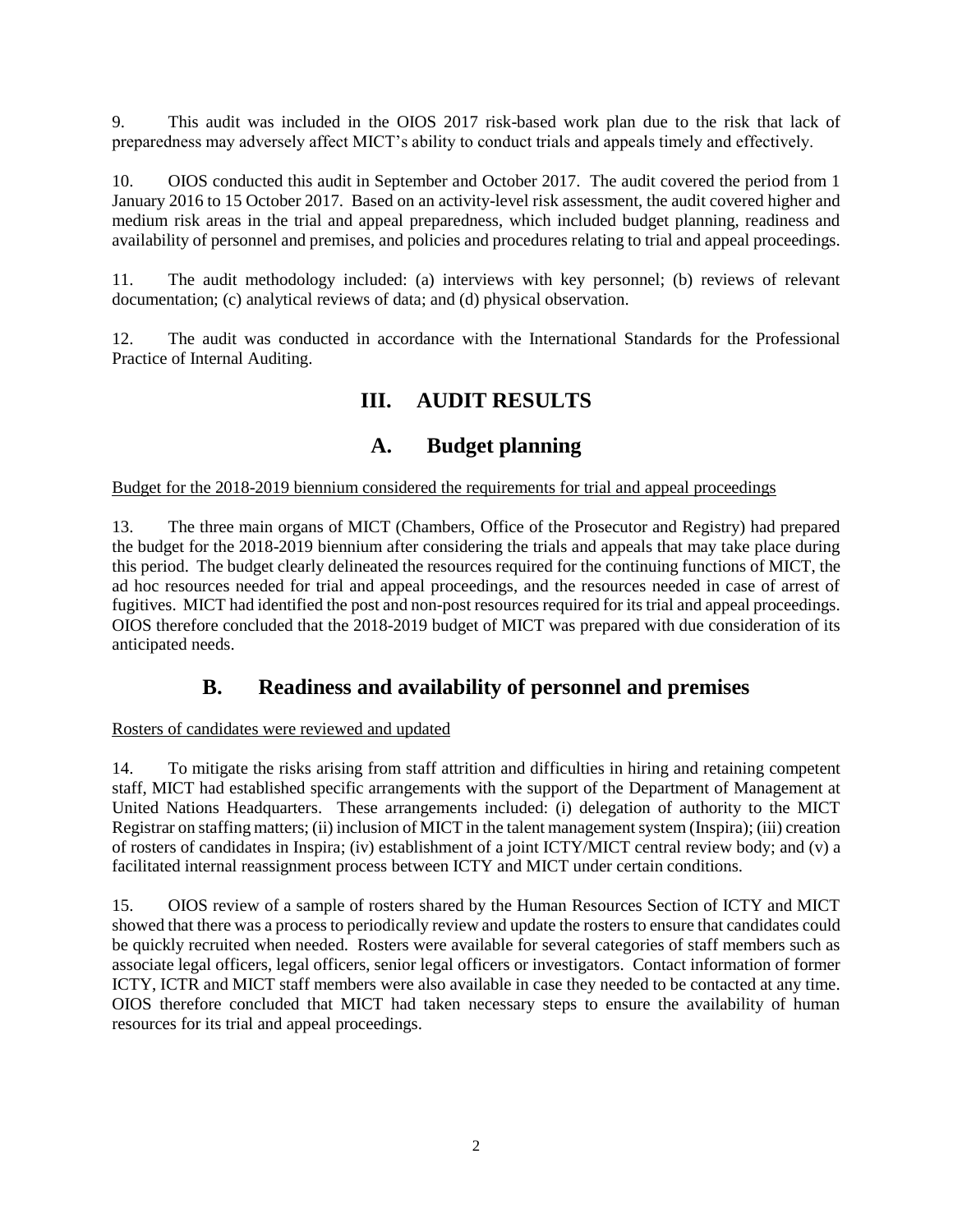9. This audit was included in the OIOS 2017 risk-based work plan due to the risk that lack of preparedness may adversely affect MICT's ability to conduct trials and appeals timely and effectively.

10. OIOS conducted this audit in September and October 2017. The audit covered the period from 1 January 2016 to 15 October 2017. Based on an activity-level risk assessment, the audit covered higher and medium risk areas in the trial and appeal preparedness, which included budget planning, readiness and availability of personnel and premises, and policies and procedures relating to trial and appeal proceedings.

11. The audit methodology included: (a) interviews with key personnel; (b) reviews of relevant documentation; (c) analytical reviews of data; and (d) physical observation.

12. The audit was conducted in accordance with the International Standards for the Professional Practice of Internal Auditing.

# III. AUDIT RESULTS

## A. Budget planning

Budget for the 2018-2019 biennium considered the requirements for trial and appeal proceedings

13. The three main organs of MICT (Chambers, Office of the Prosecutor and Registry) had prepared the budget for the 2018-2019 biennium after considering the trials and appeals that may take place during this period. The budget clearly delineated the resources required for the continuing functions of MICT, the ad hoc resources needed for trial and appeal proceedings, and the resources needed in case of arrest of fugitives. MICT had identified the post and non-post resources required for its trial and appeal proceedings. OIOS therefore concluded that the 2018-2019 budget of MICT was prepared with due consideration of its anticipated needs.

## B. Readiness and availability of personnel and premises

Rosters of candidates were reviewed and updated

14. To mitigate the risks arising from staff attrition and difficulties in hiring and retaining competent staff, MICT had established specific arrangements with the support of the Department of Management at United Nations Headquarters. These arrangements included: (i) delegation of authority to the MICT Registrar on staffing matters; (ii) inclusion of MICT in the talent management system (Inspira); (iii) creation of rosters of candidates in Inspira; (iv) establishment of a joint ICTY/MICT central review body; and (v) a facilitated internal reassignment process between ICTY and MICT under certain conditions.

15. OIOS review of a sample of rosters shared by the Human Resources Section of ICTY and MICT showed that there was a process to periodically review and update the rosters to ensure that candidates could be quickly recruited when needed. Rosters were available for several categories of staff members such as associate legal officers, legal officers, senior legal officers or investigators. Contact information of former ICTY, ICTR and MICT staff members were also available in case they needed to be contacted at any time. OIOS therefore concluded that MICT had taken necessary steps to ensure the availability of human resources for its trial and appeal proceedings.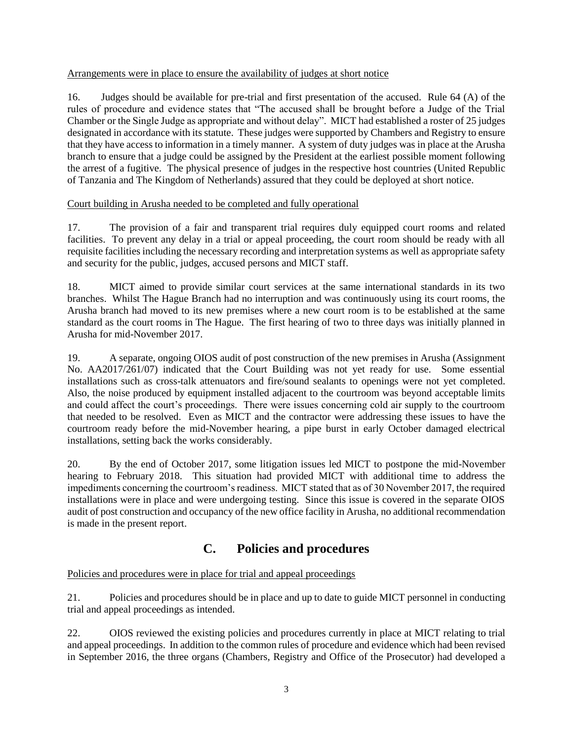Arrangements were in place to ensure the availability of judges at short notice

16. Judges should be available for pre-trial and first presentation of the accused. Rule 64 (A) of the rules of procedure and evidence states that "The accused shall be brought before a Judge of the Trial Chamber or the Single Judge as appropriate and without delay". MICT had established a roster of 25 judges designated in accordance with its statute. These judges were supported by Chambers and Registry to ensure that they have access to information in a timely manner. A system of duty judges was in place at the Arusha branch to ensure that a judge could be assigned by the President at the earliest possible moment following the arrest of a fugitive. The physical presence of judges in the respective host countries (United Republic of Tanzania and The Kingdom of Netherlands) assured that they could be deployed at short notice.

Court building in Arusha needed to be completed and fully operational

17. The provision of a fair and transparent trial requires duly equipped court rooms and related facilities. To prevent any delay in a trial or appeal proceeding, the court room should be ready with all requisite facilities including the necessary recording and interpretation systems as well as appropriate safety and security for the public, judges, accused persons and MICT staff.

18. MICT aimed to provide similar court services at the same international standards in its two branches. Whilst The Hague Branch had no interruption and was continuously using its court rooms, the Arusha branch had moved to its new premises where a new court room is to be established at the same standard as the court rooms in The Hague. The first hearing of two to three days was initially planned in Arusha for mid-November 2017.

19. A separate, ongoing OIOS audit of post construction of the new premises in Arusha (Assignment No. AA2017/261/07) indicated that the Court Building was not yet ready for use. Some essential installations such as cross-talk attenuators and fire/sound sealants to openings were not yet completed. Also, the noise produced by equipment installed adjacent to the courtroom was beyond acceptable limits and could affect the court's proceedings. There were issues concerning cold air supply to the courtroom that needed to be resolved. Even as MICT and the contractor were addressing these issues to have the courtroom ready before the mid-November hearing, a pipe burst in early October damaged electrical installations, setting back the works considerably.

20. By the end of October 2017, some litigation issues led MICT to postpone the mid-November hearing to February 2018. This situation had provided MICT with additional time to address the impediments concerning the courtroom's readiness. MICT stated that as of 30 November 2017, the required installations were in place and were undergoing testing. Since this issue is covered in the separate OIOS audit of post construction and occupancy of the new office facility in Arusha, no additional recommendation is made in the present report.

## C. Policies and procedures

Policies and procedures were in place for trial and appeal proceedings

21. Policies and procedures should be in place and up to date to guide MICT personnel in conducting trial and appeal proceedings as intended.

22. OIOS reviewed the existing policies and procedures currently in place at MICT relating to trial and appeal proceedings. In addition to the common rules of procedure and evidence which had been revised in September 2016, the three organs (Chambers, Registry and Office of the Prosecutor) had developed a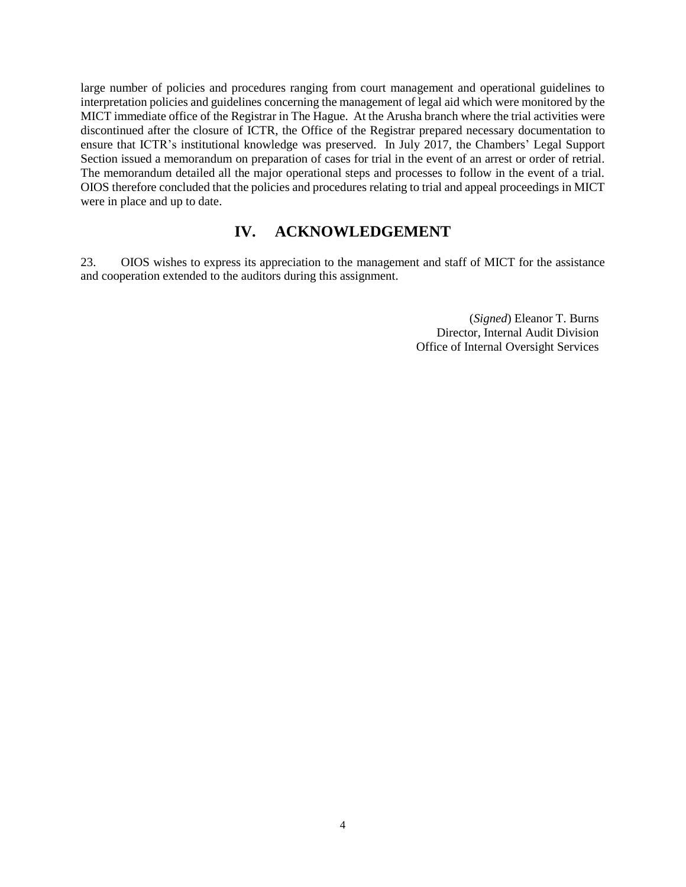large number of policies and procedures ranging from court management and operational guidelines to interpretation policies and guidelines concerning the management of legal aid which were monitored by the MICT immediate office of the Registrar in The Hague. At the Arusha branch where the trial activities were discontinued after the closure of ICTR, the Office of the Registrar prepared necessary documentation to ensure that ICTR's institutional knowledge was preserved. In July 2017, the Chambers' Legal Support Section issued a memorandum on preparation of cases for trial in the event of an arrest or order of retrial. The memorandum detailed all the major operational steps and processes to follow in the event of a trial. OIOS therefore concluded that the policies and procedures relating to trial and appeal proceedings in MICT were in place and up to date.

## IV. ACKNOWLEDGEMENT

23. OIOS wishes to express its appreciation to the management and staff of MICT for the assistance and cooperation extended to the auditors during this assignment.

(*Signed*) Eleanor T. Burns
Director, Internal Audit Division
Office of Internal Oversight Services